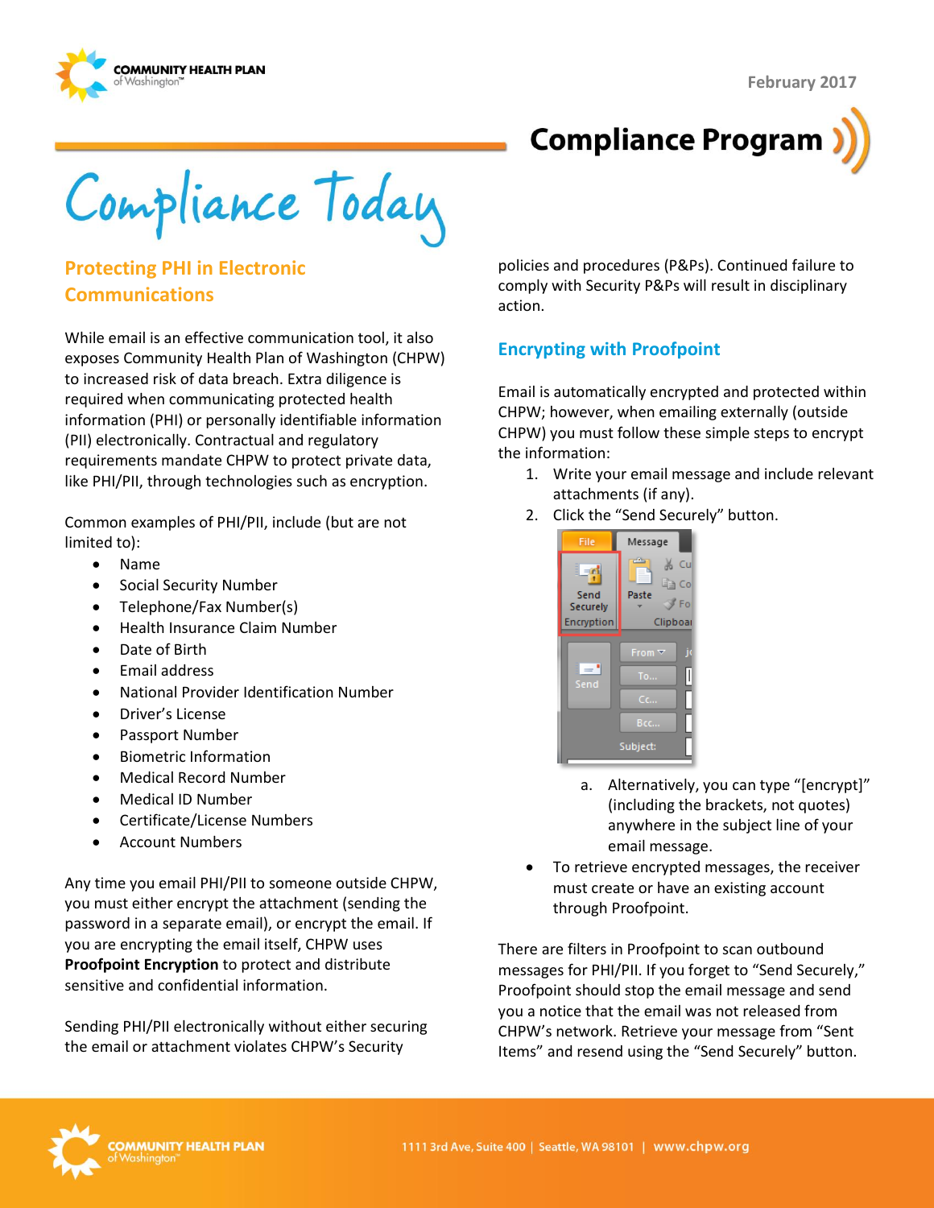February 2017

# Compliance Program

# Compliance Today

## Protecting PHI in Electronic Communications

While email is an effective communication tool, it also exposes Community Health Plan of Washington (CHPW) to increased risk of data breach. Extra diligence is required when communicating protected health information (PHI) or personally identifiable information (PII) electronically. Contractual and regulatory requirements mandate CHPW to protect private data, like PHI/PII, through technologies such as encryption.

Common examples of PHI/PII, include (but are not limited to):

- Name
- Social Security Number
- Telephone/Fax Number(s)
- Health Insurance Claim Number
- Date of Birth
- Email address
- National Provider Identification Number
- Driver's License
- Passport Number
- Biometric Information
- Medical Record Number
- Medical ID Number
- Certificate/License Numbers
- Account Numbers

Any time you email PHI/PII to someone outside CHPW, you must either encrypt the attachment (sending the password in a separate email), or encrypt the email. If you are encrypting the email itself, CHPW uses **Proofpoint Encryption** to protect and distribute sensitive and confidential information.

Sending PHI/PII electronically without either securing the email or attachment violates CHPW's Security policies and procedures (P&Ps). Continued failure to comply with Security P&Ps will result in disciplinary action.

## Encrypting with Proofpoint

Email is automatically encrypted and protected within CHPW; however, when emailing externally (outside CHPW) you must follow these simple steps to encrypt the information:

1. Write your email message and include relevant attachments (if any).
2. Click the "Send Securely" button.

   a. Alternatively, you can type "[encrypt]" (including the brackets, not quotes) anywhere in the subject line of your email message.

- To retrieve encrypted messages, the receiver must create or have an existing account through Proofpoint.

There are filters in Proofpoint to scan outbound messages for PHI/PII. If you forget to "Send Securely," Proofpoint should stop the email message and send you a notice that the email was not released from CHPW's network. Retrieve your message from "Sent Items" and resend using the "Send Securely" button.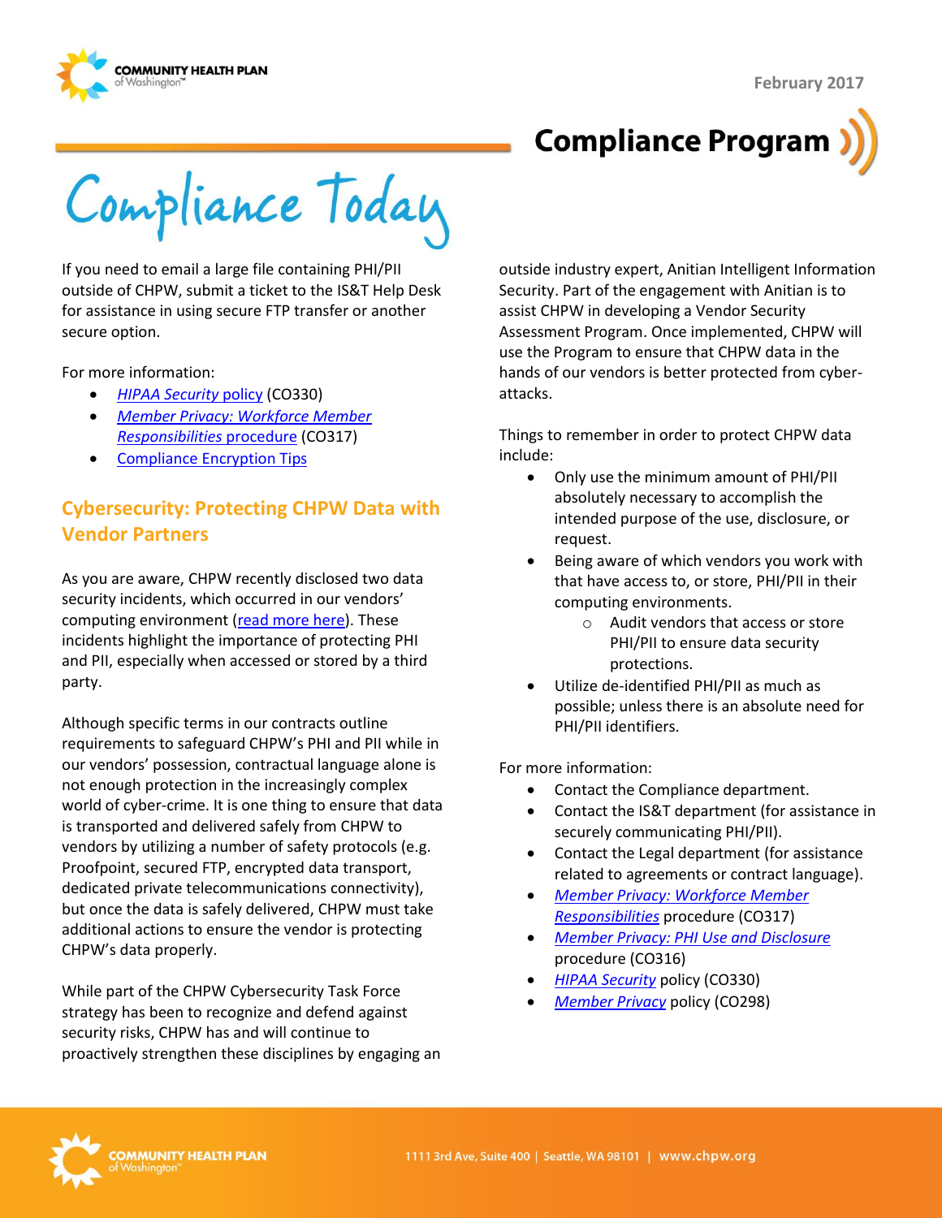If you need to email a large file containing PHI/PII outside of CHPW, submit a ticket to the IS&T Help Desk for assistance in using secure FTP transfer or another secure option.

For more information:

- *HIPAA Security* policy (CO330)
- *Member Privacy: Workforce Member Responsibilities* procedure (CO317)
- Compliance Encryption Tips

## Cybersecurity: Protecting CHPW Data with Vendor Partners

As you are aware, CHPW recently disclosed two data security incidents, which occurred in our vendors' computing environment (read more here). These incidents highlight the importance of protecting PHI and PII, especially when accessed or stored by a third party.

Although specific terms in our contracts outline requirements to safeguard CHPW's PHI and PII while in our vendors' possession, contractual language alone is not enough protection in the increasingly complex world of cyber-crime. It is one thing to ensure that data is transported and delivered safely from CHPW to vendors by utilizing a number of safety protocols (e.g. Proofpoint, secured FTP, encrypted data transport, dedicated private telecommunications connectivity), but once the data is safely delivered, CHPW must take additional actions to ensure the vendor is protecting CHPW's data properly.

While part of the CHPW Cybersecurity Task Force strategy has been to recognize and defend against security risks, CHPW has and will continue to proactively strengthen these disciplines by engaging an outside industry expert, Anitian Intelligent Information Security. Part of the engagement with Anitian is to assist CHPW in developing a Vendor Security Assessment Program. Once implemented, CHPW will use the Program to ensure that CHPW data in the hands of our vendors is better protected from cyber-attacks.

Things to remember in order to protect CHPW data include:

- Only use the minimum amount of PHI/PII absolutely necessary to accomplish the intended purpose of the use, disclosure, or request.
- Being aware of which vendors you work with that have access to, or store, PHI/PII in their computing environments.
  - Audit vendors that access or store PHI/PII to ensure data security protections.
- Utilize de-identified PHI/PII as much as possible; unless there is an absolute need for PHI/PII identifiers.

For more information:

- Contact the Compliance department.
- Contact the IS&T department (for assistance in securely communicating PHI/PII).
- Contact the Legal department (for assistance related to agreements or contract language).
- *Member Privacy: Workforce Member Responsibilities* procedure (CO317)
- *Member Privacy: PHI Use and Disclosure* procedure (CO316)
- *HIPAA Security* policy (CO330)
- *Member Privacy* policy (CO298)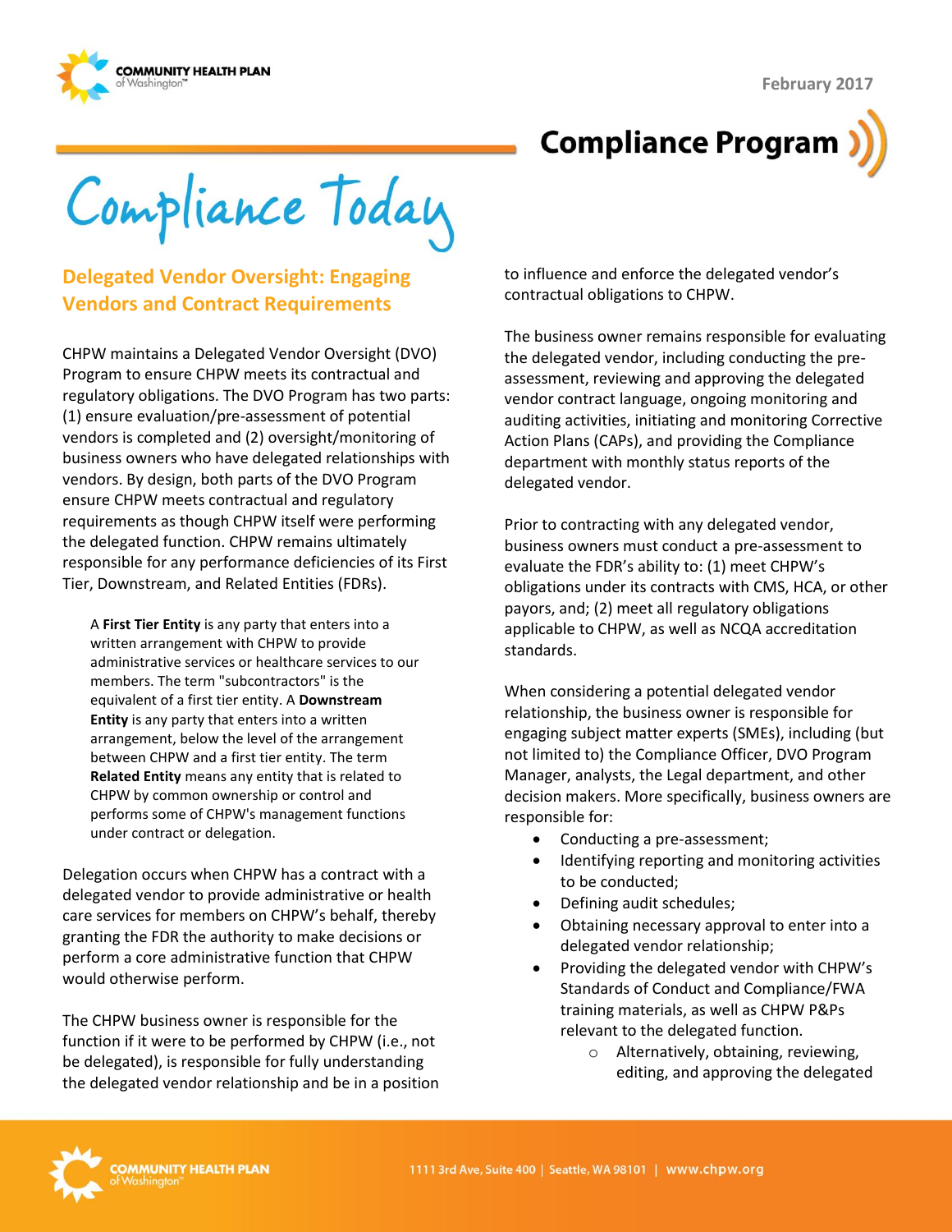# Compliance Today

## Delegated Vendor Oversight: Engaging Vendors and Contract Requirements

CHPW maintains a Delegated Vendor Oversight (DVO) Program to ensure CHPW meets its contractual and regulatory obligations. The DVO Program has two parts: (1) ensure evaluation/pre-assessment of potential vendors is completed and (2) oversight/monitoring of business owners who have delegated relationships with vendors. By design, both parts of the DVO Program ensure CHPW meets contractual and regulatory requirements as though CHPW itself were performing the delegated function. CHPW remains ultimately responsible for any performance deficiencies of its First Tier, Downstream, and Related Entities (FDRs).

> A **First Tier Entity** is any party that enters into a written arrangement with CHPW to provide administrative services or healthcare services to our members. The term "subcontractors" is the equivalent of a first tier entity. A **Downstream Entity** is any party that enters into a written arrangement, below the level of the arrangement between CHPW and a first tier entity. The term **Related Entity** means any entity that is related to CHPW by common ownership or control and performs some of CHPW's management functions under contract or delegation.

Delegation occurs when CHPW has a contract with a delegated vendor to provide administrative or health care services for members on CHPW's behalf, thereby granting the FDR the authority to make decisions or perform a core administrative function that CHPW would otherwise perform.

The CHPW business owner is responsible for the function if it were to be performed by CHPW (i.e., not be delegated), is responsible for fully understanding the delegated vendor relationship and be in a position to influence and enforce the delegated vendor's contractual obligations to CHPW.

The business owner remains responsible for evaluating the delegated vendor, including conducting the pre-assessment, reviewing and approving the delegated vendor contract language, ongoing monitoring and auditing activities, initiating and monitoring Corrective Action Plans (CAPs), and providing the Compliance department with monthly status reports of the delegated vendor.

Prior to contracting with any delegated vendor, business owners must conduct a pre-assessment to evaluate the FDR's ability to: (1) meet CHPW's obligations under its contracts with CMS, HCA, or other payors, and; (2) meet all regulatory obligations applicable to CHPW, as well as NCQA accreditation standards.

When considering a potential delegated vendor relationship, the business owner is responsible for engaging subject matter experts (SMEs), including (but not limited to) the Compliance Officer, DVO Program Manager, analysts, the Legal department, and other decision makers. More specifically, business owners are responsible for:

- Conducting a pre-assessment;
- Identifying reporting and monitoring activities to be conducted;
- Defining audit schedules;
- Obtaining necessary approval to enter into a delegated vendor relationship;
- Providing the delegated vendor with CHPW's Standards of Conduct and Compliance/FWA training materials, as well as CHPW P&Ps relevant to the delegated function.
    - Alternatively, obtaining, reviewing, editing, and approving the delegated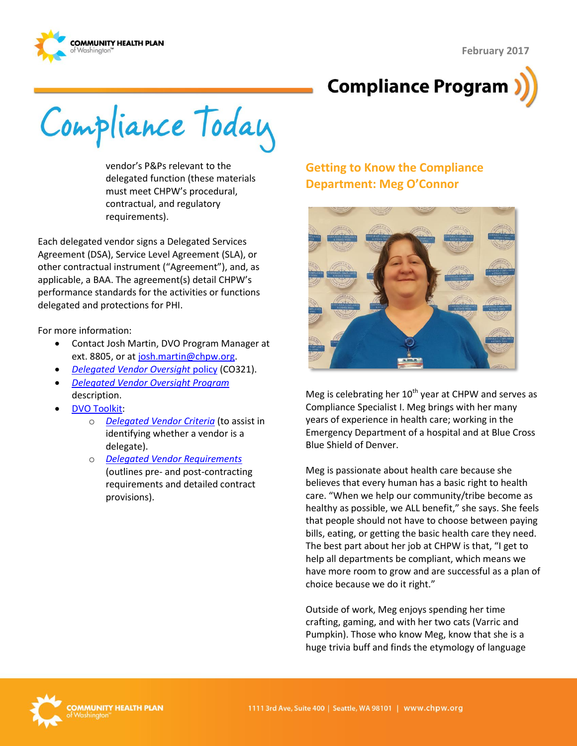vendor's P&Ps relevant to the delegated function (these materials must meet CHPW's procedural, contractual, and regulatory requirements).

Each delegated vendor signs a Delegated Services Agreement (DSA), Service Level Agreement (SLA), or other contractual instrument ("Agreement"), and, as applicable, a BAA. The agreement(s) detail CHPW's performance standards for the activities or functions delegated and protections for PHI.

For more information:

- Contact Josh Martin, DVO Program Manager at ext. 8805, or at josh.martin@chpw.org.
- *Delegated Vendor Oversight* policy (CO321).
- *Delegated Vendor Oversight Program* description.
- DVO Toolkit:
  - *Delegated Vendor Criteria* (to assist in identifying whether a vendor is a delegate).
  - *Delegated Vendor Requirements* (outlines pre- and post-contracting requirements and detailed contract provisions).

## Getting to Know the Compliance Department: Meg O'Connor

Meg is celebrating her 10th year at CHPW and serves as Compliance Specialist I. Meg brings with her many years of experience in health care; working in the Emergency Department of a hospital and at Blue Cross Blue Shield of Denver.

Meg is passionate about health care because she believes that every human has a basic right to health care. "When we help our community/tribe become as healthy as possible, we ALL benefit," she says. She feels that people should not have to choose between paying bills, eating, or getting the basic health care they need. The best part about her job at CHPW is that, "I get to help all departments be compliant, which means we have more room to grow and are successful as a plan of choice because we do it right."

Outside of work, Meg enjoys spending her time crafting, gaming, and with her two cats (Varric and Pumpkin). Those who know Meg, know that she is a huge trivia buff and finds the etymology of language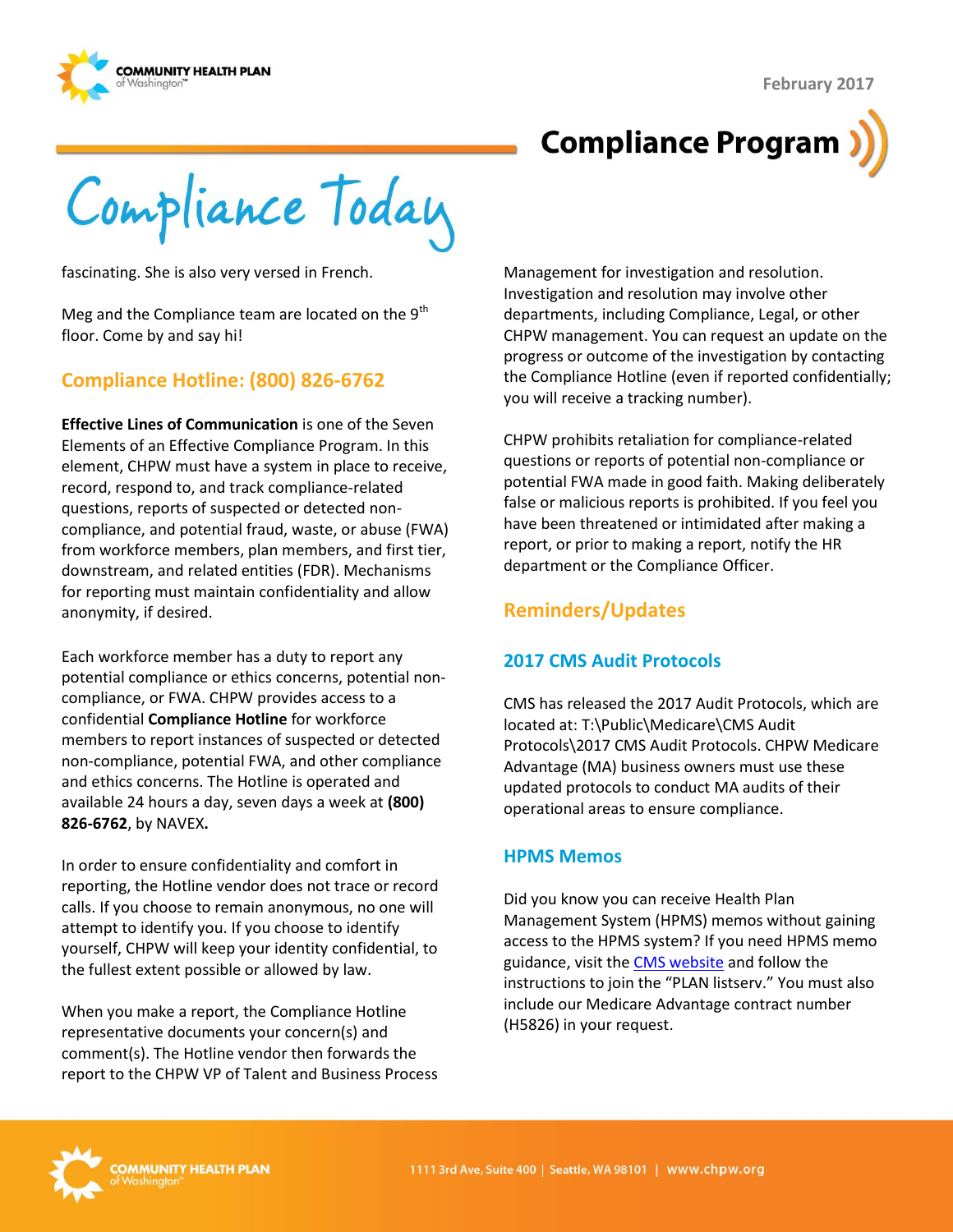fascinating. She is also very versed in French.

Meg and the Compliance team are located on the 9th floor. Come by and say hi!

## Compliance Hotline: (800) 826-6762

**Effective Lines of Communication** is one of the Seven Elements of an Effective Compliance Program. In this element, CHPW must have a system in place to receive, record, respond to, and track compliance-related questions, reports of suspected or detected non-compliance, and potential fraud, waste, or abuse (FWA) from workforce members, plan members, and first tier, downstream, and related entities (FDR). Mechanisms for reporting must maintain confidentiality and allow anonymity, if desired.

Each workforce member has a duty to report any potential compliance or ethics concerns, potential non-compliance, or FWA. CHPW provides access to a confidential **Compliance Hotline** for workforce members to report instances of suspected or detected non-compliance, potential FWA, and other compliance and ethics concerns. The Hotline is operated and available 24 hours a day, seven days a week at **(800) 826-6762**, by NAVEX**.**

In order to ensure confidentiality and comfort in reporting, the Hotline vendor does not trace or record calls. If you choose to remain anonymous, no one will attempt to identify you. If you choose to identify yourself, CHPW will keep your identity confidential, to the fullest extent possible or allowed by law.

When you make a report, the Compliance Hotline representative documents your concern(s) and comment(s). The Hotline vendor then forwards the report to the CHPW VP of Talent and Business Process Management for investigation and resolution. Investigation and resolution may involve other departments, including Compliance, Legal, or other CHPW management. You can request an update on the progress or outcome of the investigation by contacting the Compliance Hotline (even if reported confidentially; you will receive a tracking number).

CHPW prohibits retaliation for compliance-related questions or reports of potential non-compliance or potential FWA made in good faith. Making deliberately false or malicious reports is prohibited. If you feel you have been threatened or intimidated after making a report, or prior to making a report, notify the HR department or the Compliance Officer.

## Reminders/Updates

### 2017 CMS Audit Protocols

CMS has released the 2017 Audit Protocols, which are located at: T:\Public\Medicare\CMS Audit Protocols\2017 CMS Audit Protocols. CHPW Medicare Advantage (MA) business owners must use these updated protocols to conduct MA audits of their operational areas to ensure compliance.

### HPMS Memos

Did you know you can receive Health Plan Management System (HPMS) memos without gaining access to the HPMS system? If you need HPMS memo guidance, visit the CMS website and follow the instructions to join the "PLAN listserv." You must also include our Medicare Advantage contract number (H5826) in your request.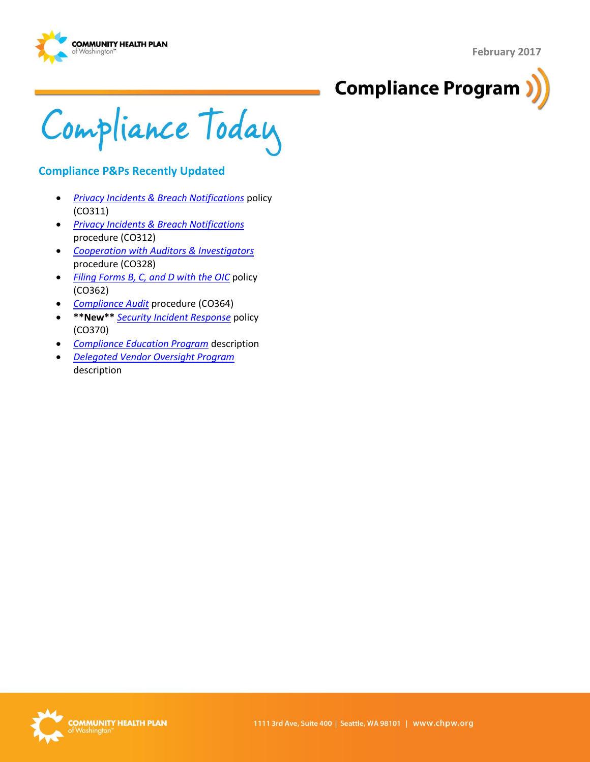# Compliance Program

## Compliance Today

### Compliance P&Ps Recently Updated

- *Privacy Incidents & Breach Notifications* policy (CO311)
- *Privacy Incidents & Breach Notifications* procedure (CO312)
- *Cooperation with Auditors & Investigators* procedure (CO328)
- *Filing Forms B, C, and D with the OIC* policy (CO362)
- *Compliance Audit* procedure (CO364)
- **New** *Security Incident Response* policy (CO370)
- *Compliance Education Program* description
- *Delegated Vendor Oversight Program* description